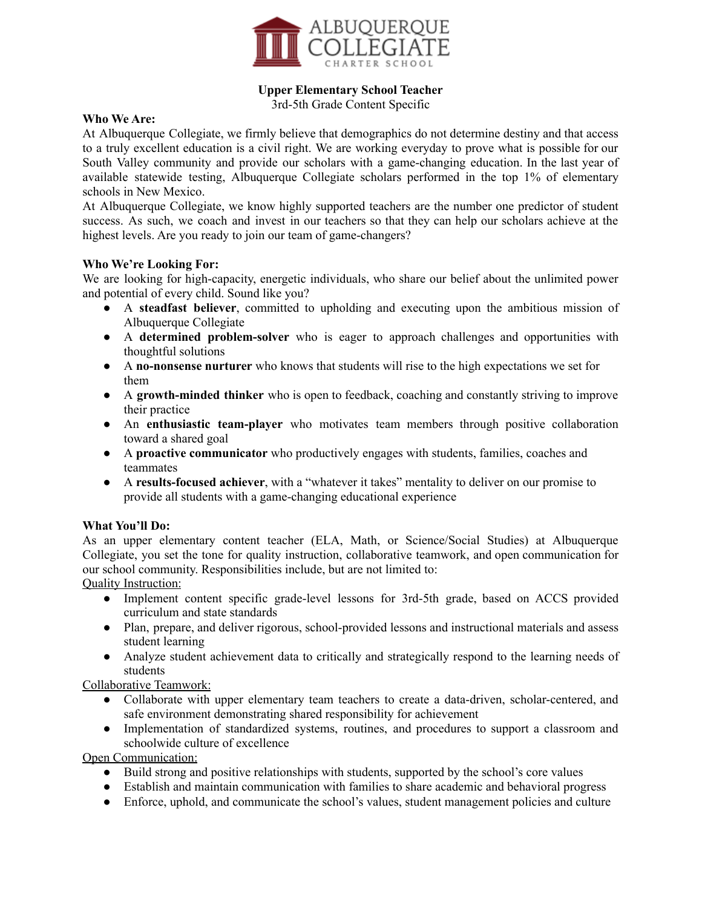ALBUQUERQUE COLLEGIATE CHARTER SCHOOL

**Upper Elementary School Teacher**
3rd-5th Grade Content Specific

**Who We Are:**
At Albuquerque Collegiate, we firmly believe that demographics do not determine destiny and that access to a truly excellent education is a civil right. We are working everyday to prove what is possible for our South Valley community and provide our scholars with a game-changing education. In the last year of available statewide testing, Albuquerque Collegiate scholars performed in the top 1% of elementary schools in New Mexico.
At Albuquerque Collegiate, we know highly supported teachers are the number one predictor of student success. As such, we coach and invest in our teachers so that they can help our scholars achieve at the highest levels. Are you ready to join our team of game-changers?

**Who We're Looking For:**
We are looking for high-capacity, energetic individuals, who share our belief about the unlimited power and potential of every child. Sound like you?

- A **steadfast believer**, committed to upholding and executing upon the ambitious mission of Albuquerque Collegiate
- A **determined problem-solver** who is eager to approach challenges and opportunities with thoughtful solutions
- A **no-nonsense nurturer** who knows that students will rise to the high expectations we set for them
- A **growth-minded thinker** who is open to feedback, coaching and constantly striving to improve their practice
- An **enthusiastic team-player** who motivates team members through positive collaboration toward a shared goal
- A **proactive communicator** who productively engages with students, families, coaches and teammates
- A **results-focused achiever**, with a "whatever it takes" mentality to deliver on our promise to provide all students with a game-changing educational experience

**What You'll Do:**
As an upper elementary content teacher (ELA, Math, or Science/Social Studies) at Albuquerque Collegiate, you set the tone for quality instruction, collaborative teamwork, and open communication for our school community. Responsibilities include, but are not limited to:

<u>Quality Instruction:</u>

- Implement content specific grade-level lessons for 3rd-5th grade, based on ACCS provided curriculum and state standards
- Plan, prepare, and deliver rigorous, school-provided lessons and instructional materials and assess student learning
- Analyze student achievement data to critically and strategically respond to the learning needs of students

<u>Collaborative Teamwork:</u>

- Collaborate with upper elementary team teachers to create a data-driven, scholar-centered, and safe environment demonstrating shared responsibility for achievement
- Implementation of standardized systems, routines, and procedures to support a classroom and schoolwide culture of excellence

<u>Open Communication:</u>

- Build strong and positive relationships with students, supported by the school's core values
- Establish and maintain communication with families to share academic and behavioral progress
- Enforce, uphold, and communicate the school's values, student management policies and culture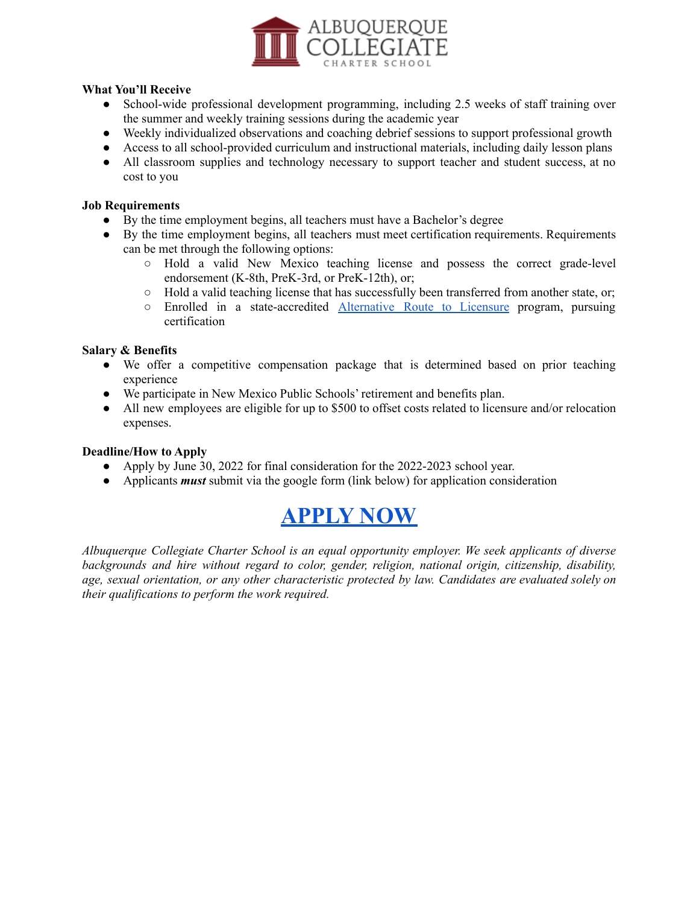**What You'll Receive**

- School-wide professional development programming, including 2.5 weeks of staff training over the summer and weekly training sessions during the academic year
- Weekly individualized observations and coaching debrief sessions to support professional growth
- Access to all school-provided curriculum and instructional materials, including daily lesson plans
- All classroom supplies and technology necessary to support teacher and student success, at no cost to you

**Job Requirements**

- By the time employment begins, all teachers must have a Bachelor's degree
- By the time employment begins, all teachers must meet certification requirements. Requirements can be met through the following options:
  - Hold a valid New Mexico teaching license and possess the correct grade-level endorsement (K-8th, PreK-3rd, or PreK-12th), or;
  - Hold a valid teaching license that has successfully been transferred from another state, or;
  - Enrolled in a state-accredited Alternative Route to Licensure program, pursuing certification

**Salary & Benefits**

- We offer a competitive compensation package that is determined based on prior teaching experience
- We participate in New Mexico Public Schools' retirement and benefits plan.
- All new employees are eligible for up to $500 to offset costs related to licensure and/or relocation expenses.

**Deadline/How to Apply**

- Apply by June 30, 2022 for final consideration for the 2022-2023 school year.
- Applicants ***must*** submit via the google form (link below) for application consideration

# APPLY NOW

*Albuquerque Collegiate Charter School is an equal opportunity employer. We seek applicants of diverse backgrounds and hire without regard to color, gender, religion, national origin, citizenship, disability, age, sexual orientation, or any other characteristic protected by law. Candidates are evaluated solely on their qualifications to perform the work required.*